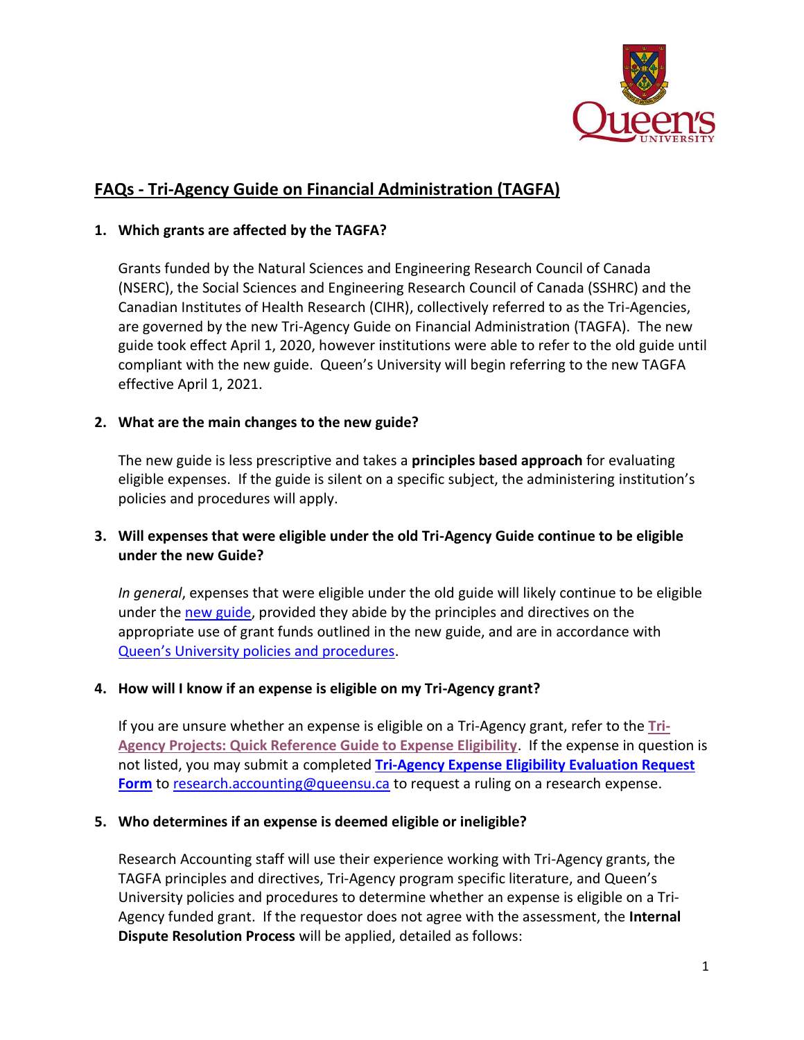## FAQs - Tri-Agency Guide on Financial Administration (TAGFA)

1. **Which grants are affected by the TAGFA?**

   Grants funded by the Natural Sciences and Engineering Research Council of Canada (NSERC), the Social Sciences and Engineering Research Council of Canada (SSHRC) and the Canadian Institutes of Health Research (CIHR), collectively referred to as the Tri-Agencies, are governed by the new Tri-Agency Guide on Financial Administration (TAGFA). The new guide took effect April 1, 2020, however institutions were able to refer to the old guide until compliant with the new guide. Queen's University will begin referring to the new TAGFA effective April 1, 2021.

2. **What are the main changes to the new guide?**

   The new guide is less prescriptive and takes a **principles based approach** for evaluating eligible expenses. If the guide is silent on a specific subject, the administering institution's policies and procedures will apply.

3. **Will expenses that were eligible under the old Tri-Agency Guide continue to be eligible under the new Guide?**

   *In general*, expenses that were eligible under the old guide will likely continue to be eligible under the new guide, provided they abide by the principles and directives on the appropriate use of grant funds outlined in the new guide, and are in accordance with Queen's University policies and procedures.

4. **How will I know if an expense is eligible on my Tri-Agency grant?**

   If you are unsure whether an expense is eligible on a Tri-Agency grant, refer to the **Tri-Agency Projects: Quick Reference Guide to Expense Eligibility**. If the expense in question is not listed, you may submit a completed **Tri-Agency Expense Eligibility Evaluation Request Form** to research.accounting@queensu.ca to request a ruling on a research expense.

5. **Who determines if an expense is deemed eligible or ineligible?**

   Research Accounting staff will use their experience working with Tri-Agency grants, the TAGFA principles and directives, Tri-Agency program specific literature, and Queen's University policies and procedures to determine whether an expense is eligible on a Tri-Agency funded grant. If the requestor does not agree with the assessment, the **Internal Dispute Resolution Process** will be applied, detailed as follows: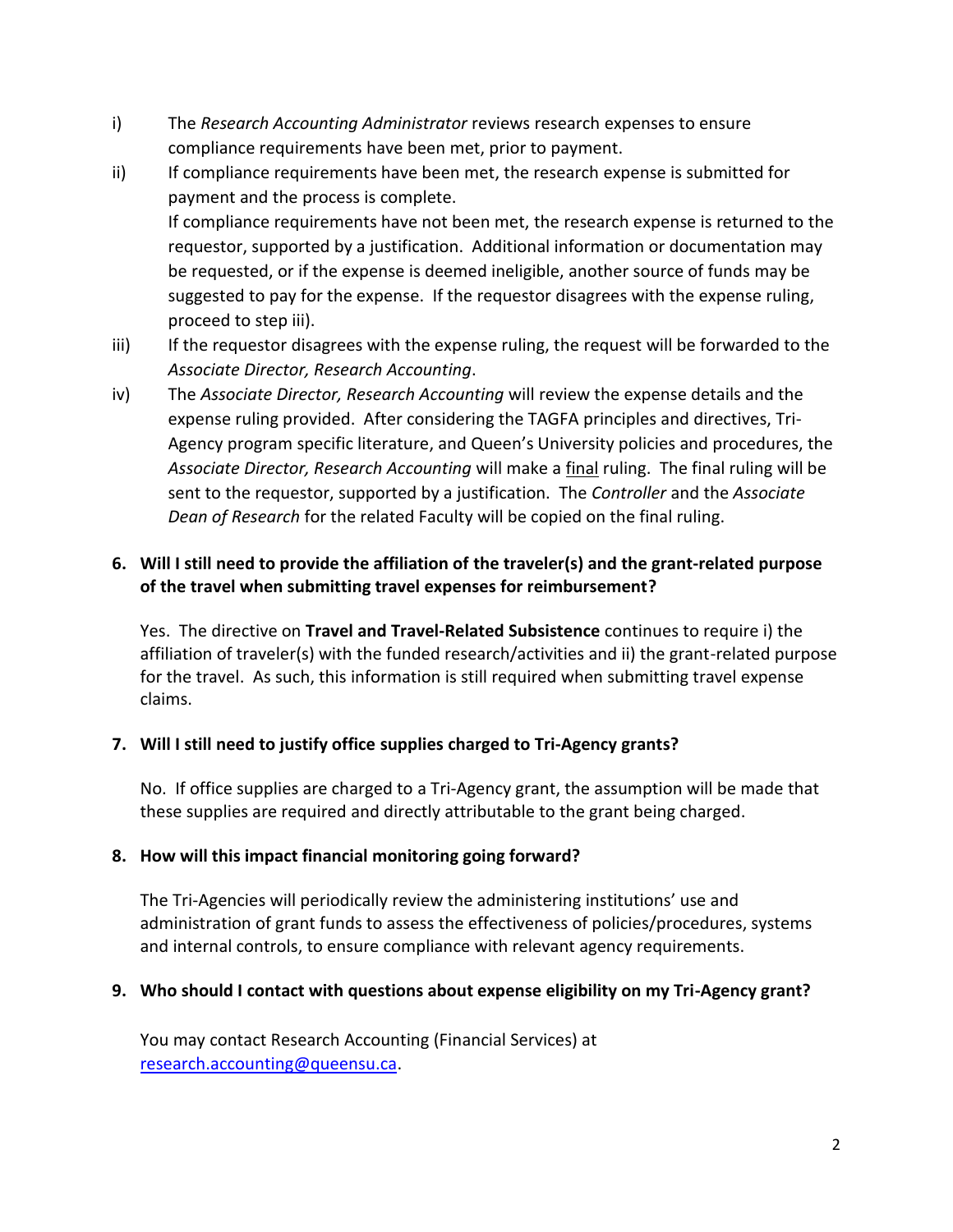i) The *Research Accounting Administrator* reviews research expenses to ensure compliance requirements have been met, prior to payment.

ii) If compliance requirements have been met, the research expense is submitted for payment and the process is complete.
If compliance requirements have not been met, the research expense is returned to the requestor, supported by a justification. Additional information or documentation may be requested, or if the expense is deemed ineligible, another source of funds may be suggested to pay for the expense. If the requestor disagrees with the expense ruling, proceed to step iii).

iii) If the requestor disagrees with the expense ruling, the request will be forwarded to the *Associate Director, Research Accounting*.

iv) The *Associate Director, Research Accounting* will review the expense details and the expense ruling provided. After considering the TAGFA principles and directives, Tri-Agency program specific literature, and Queen's University policies and procedures, the *Associate Director, Research Accounting* will make a final ruling. The final ruling will be sent to the requestor, supported by a justification. The *Controller* and the *Associate Dean of Research* for the related Faculty will be copied on the final ruling.

**6. Will I still need to provide the affiliation of the traveler(s) and the grant-related purpose of the travel when submitting travel expenses for reimbursement?**

Yes. The directive on **Travel and Travel-Related Subsistence** continues to require i) the affiliation of traveler(s) with the funded research/activities and ii) the grant-related purpose for the travel. As such, this information is still required when submitting travel expense claims.

**7. Will I still need to justify office supplies charged to Tri-Agency grants?**

No. If office supplies are charged to a Tri-Agency grant, the assumption will be made that these supplies are required and directly attributable to the grant being charged.

**8. How will this impact financial monitoring going forward?**

The Tri-Agencies will periodically review the administering institutions' use and administration of grant funds to assess the effectiveness of policies/procedures, systems and internal controls, to ensure compliance with relevant agency requirements.

**9. Who should I contact with questions about expense eligibility on my Tri-Agency grant?**

You may contact Research Accounting (Financial Services) at research.accounting@queensu.ca.